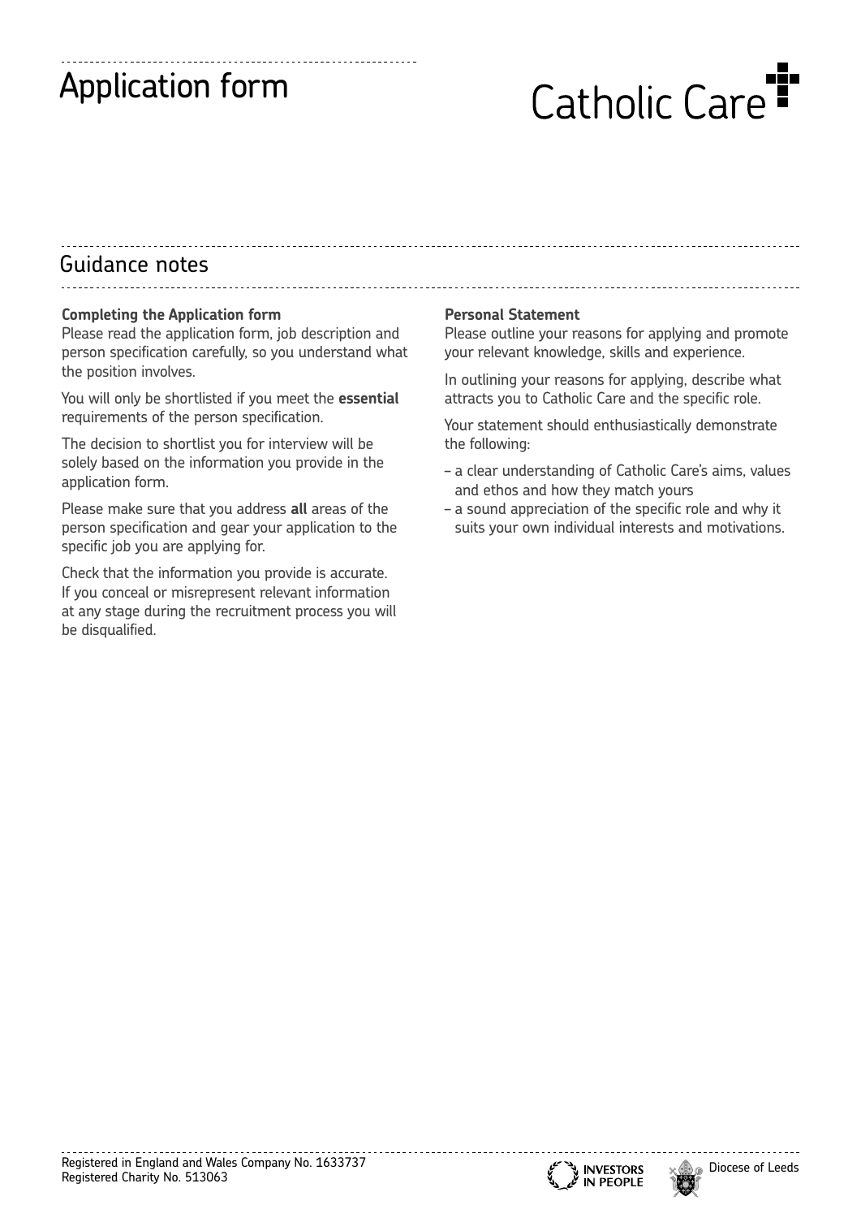# Application form

Catholic Care

## Guidance notes

**Completing the Application form**

Please read the application form, job description and person specification carefully, so you understand what the position involves.

You will only be shortlisted if you meet the **essential** requirements of the person specification.

The decision to shortlist you for interview will be solely based on the information you provide in the application form.

Please make sure that you address **all** areas of the person specification and gear your application to the specific job you are applying for.

Check that the information you provide is accurate. If you conceal or misrepresent relevant information at any stage during the recruitment process you will be disqualified.

**Personal Statement**

Please outline your reasons for applying and promote your relevant knowledge, skills and experience.

In outlining your reasons for applying, describe what attracts you to Catholic Care and the specific role.

Your statement should enthusiastically demonstrate the following:

- a clear understanding of Catholic Care's aims, values and ethos and how they match yours
- a sound appreciation of the specific role and why it suits your own individual interests and motivations.

Registered in England and Wales Company No. 1633737
Registered Charity No. 513063

INVESTORS IN PEOPLE

Diocese of Leeds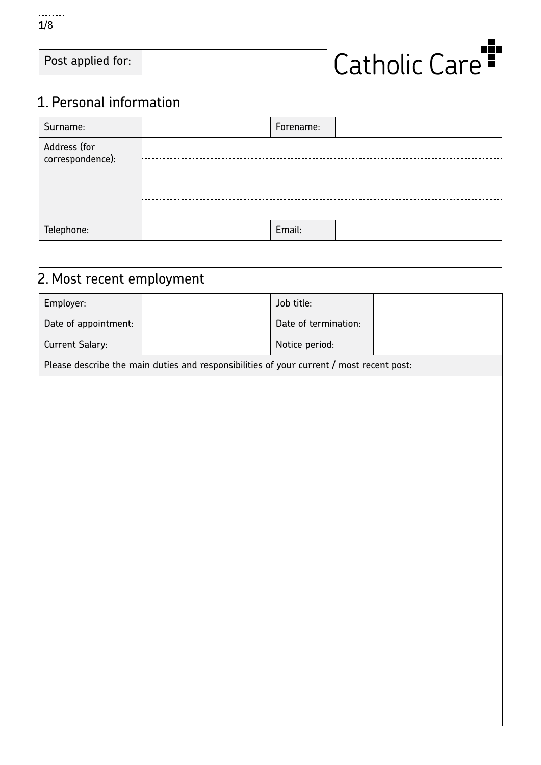| Post applied for: | |
|---|---|

Catholic Care

## 1. Personal information

| Surname: | | Forename: | |
|---|---|---|---|
| Address (for correspondence): | | | |
| Telephone: | | Email: | |

## 2. Most recent employment

| Employer: | | Job title: | |
|---|---|---|---|
| Date of appointment: | | Date of termination: | |
| Current Salary: | | Notice period: | |

| Please describe the main duties and responsibilities of your current / most recent post: |
|---|
| |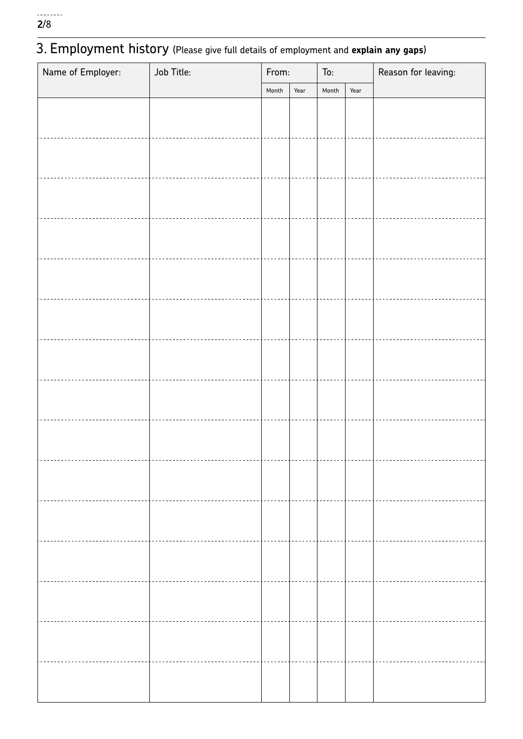## 3. Employment history (Please give full details of employment and **explain any gaps**)

| Name of Employer: | Job Title: | From: | | To: | | Reason for leaving: |
|---|---|---|---|---|---|---|
| | | Month | Year | Month | Year | |
| | | | | | | |
| | | | | | | |
| | | | | | | |
| | | | | | | |
| | | | | | | |
| | | | | | | |
| | | | | | | |
| | | | | | | |
| | | | | | | |
| | | | | | | |
| | | | | | | |
| | | | | | | |
| | | | | | | |
| | | | | | | |
| | | | | | | |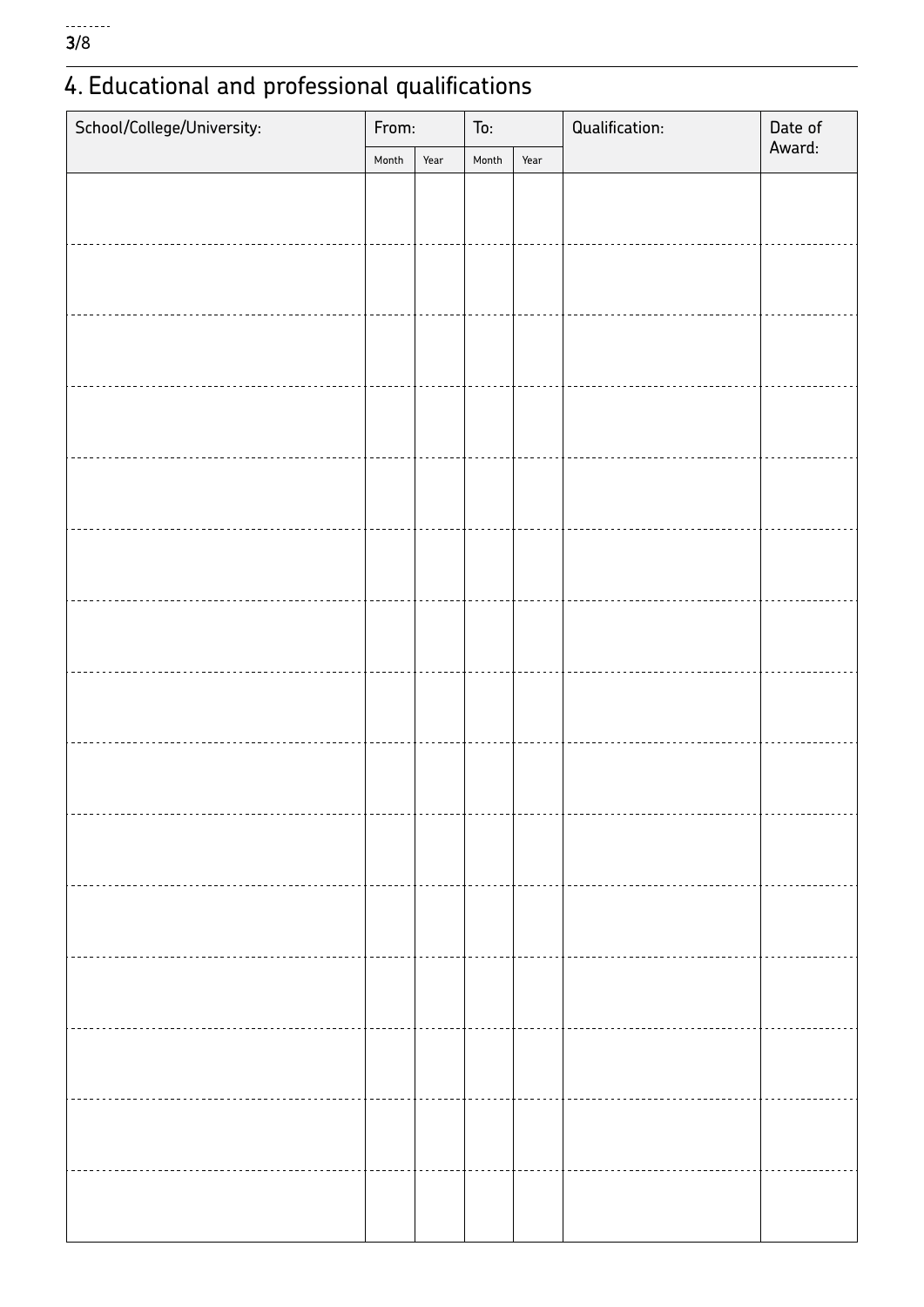## 4. Educational and professional qualifications

| School/College/University: | From: | | To: | | Qualification: | Date of Award: |
|---|---|---|---|---|---|---|
| | Month | Year | Month | Year | | |
| | | | | | | |
| | | | | | | |
| | | | | | | |
| | | | | | | |
| | | | | | | |
| | | | | | | |
| | | | | | | |
| | | | | | | |
| | | | | | | |
| | | | | | | |
| | | | | | | |
| | | | | | | |
| | | | | | | |
| | | | | | | |
| | | | | | | |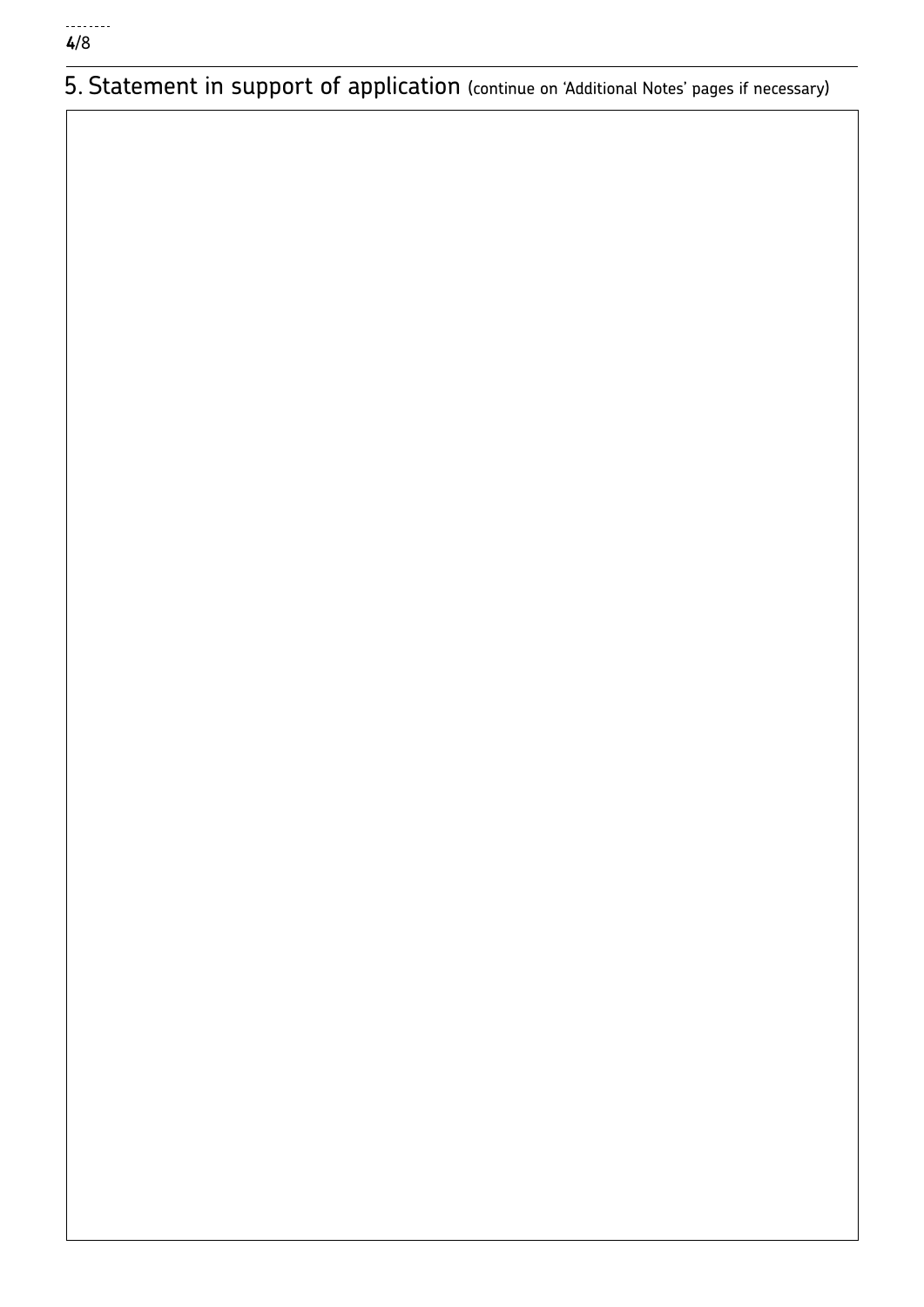## 5. Statement in support of application (continue on 'Additional Notes' pages if necessary)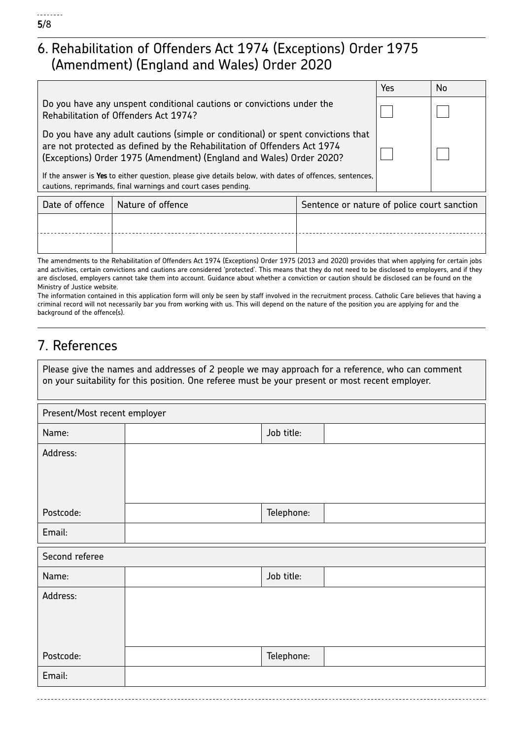## 6. Rehabilitation of Offenders Act 1974 (Exceptions) Order 1975 (Amendment) (England and Wales) Order 2020

| | Yes | No |
|---|---|---|
| Do you have any unspent conditional cautions or convictions under the Rehabilitation of Offenders Act 1974? | ☐ | ☐ |
| Do you have any adult cautions (simple or conditional) or spent convictions that are not protected as defined by the Rehabilitation of Offenders Act 1974 (Exceptions) Order 1975 (Amendment) (England and Wales) Order 2020? | ☐ | ☐ |
| If the answer is **Yes** to either question, please give details below, with dates of offences, sentences, cautions, reprimands, final warnings and court cases pending. | | |

| Date of offence | Nature of offence | Sentence or nature of police court sanction |
|---|---|---|
| | | |
| | | |

The amendments to the Rehabilitation of Offenders Act 1974 (Exceptions) Order 1975 (2013 and 2020) provides that when applying for certain jobs and activities, certain convictions and cautions are considered 'protected'. This means that they do not need to be disclosed to employers, and if they are disclosed, employers cannot take them into account. Guidance about whether a conviction or caution should be disclosed can be found on the Ministry of Justice website.

The information contained in this application form will only be seen by staff involved in the recruitment process. Catholic Care believes that having a criminal record will not necessarily bar you from working with us. This will depend on the nature of the position you are applying for and the background of the offence(s).

## 7. References

Please give the names and addresses of 2 people we may approach for a reference, who can comment on your suitability for this position. One referee must be your present or most recent employer.

| Present/Most recent employer | | | |
|---|---|---|---|
| Name: | | Job title: | |
| Address: | | | |
| Postcode: | | Telephone: | |
| Email: | | | |

| Second referee | | | |
|---|---|---|---|
| Name: | | Job title: | |
| Address: | | | |
| Postcode: | | Telephone: | |
| Email: | | | |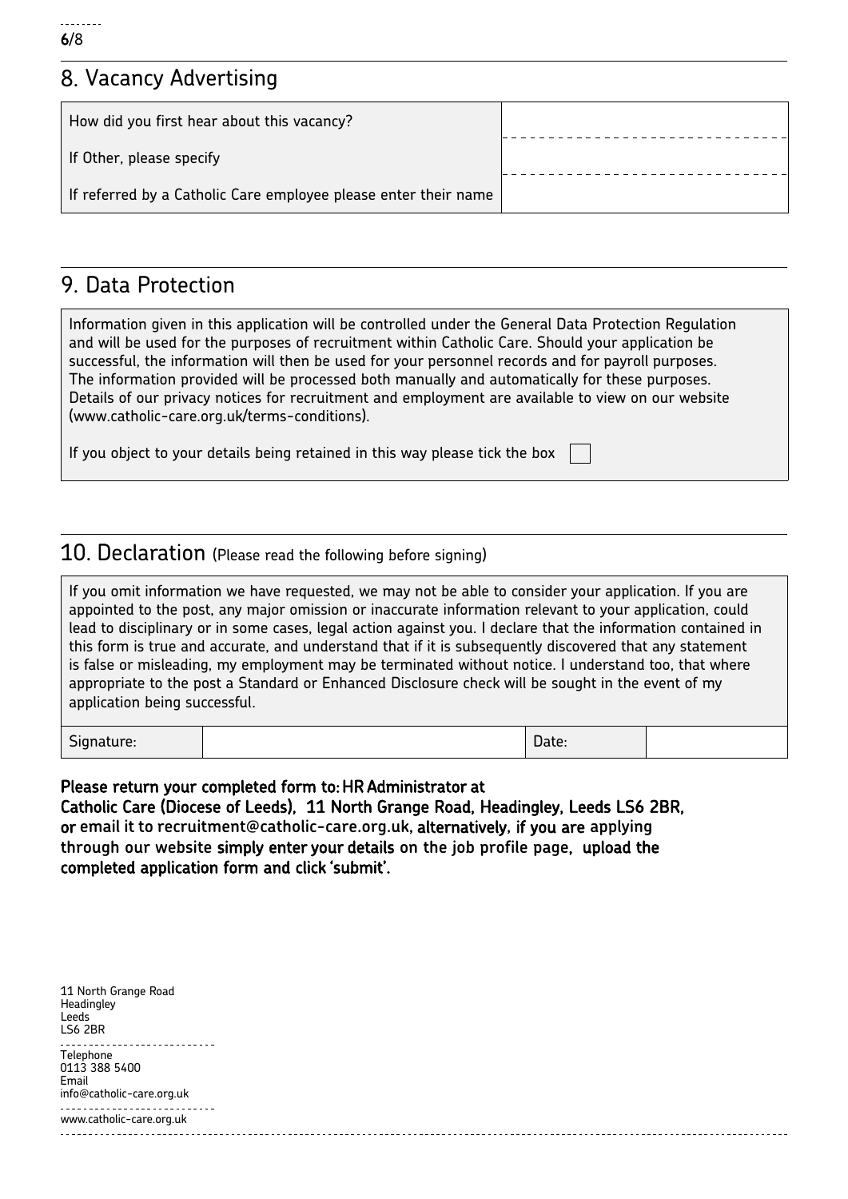## 8. Vacancy Advertising

| How did you first hear about this vacancy? | |
|---|---|
| If Other, please specify | |
| If referred by a Catholic Care employee please enter their name | |

## 9. Data Protection

Information given in this application will be controlled under the General Data Protection Regulation and will be used for the purposes of recruitment within Catholic Care. Should your application be successful, the information will then be used for your personnel records and for payroll purposes. The information provided will be processed both manually and automatically for these purposes. Details of our privacy notices for recruitment and employment are available to view on our website (www.catholic-care.org.uk/terms-conditions).

If you object to your details being retained in this way please tick the box ☐

## 10. Declaration (Please read the following before signing)

If you omit information we have requested, we may not be able to consider your application. If you are appointed to the post, any major omission or inaccurate information relevant to your application, could lead to disciplinary or in some cases, legal action against you. I declare that the information contained in this form is true and accurate, and understand that if it is subsequently discovered that any statement is false or misleading, my employment may be terminated without notice. I understand too, that where appropriate to the post a Standard or Enhanced Disclosure check will be sought in the event of my application being successful.

| Signature: | | Date: | |
|---|---|---|---|

**Please return your completed form to: HR Administrator at Catholic Care (Diocese of Leeds), 11 North Grange Road, Headingley, Leeds LS6 2BR, or email it to recruitment@catholic-care.org.uk, alternatively, if you are applying through our website simply enter your details on the job profile page, upload the completed application form and click 'submit'.**

11 North Grange Road
Headingley
Leeds
LS6 2BR

Telephone
0113 388 5400
Email
info@catholic-care.org.uk

www.catholic-care.org.uk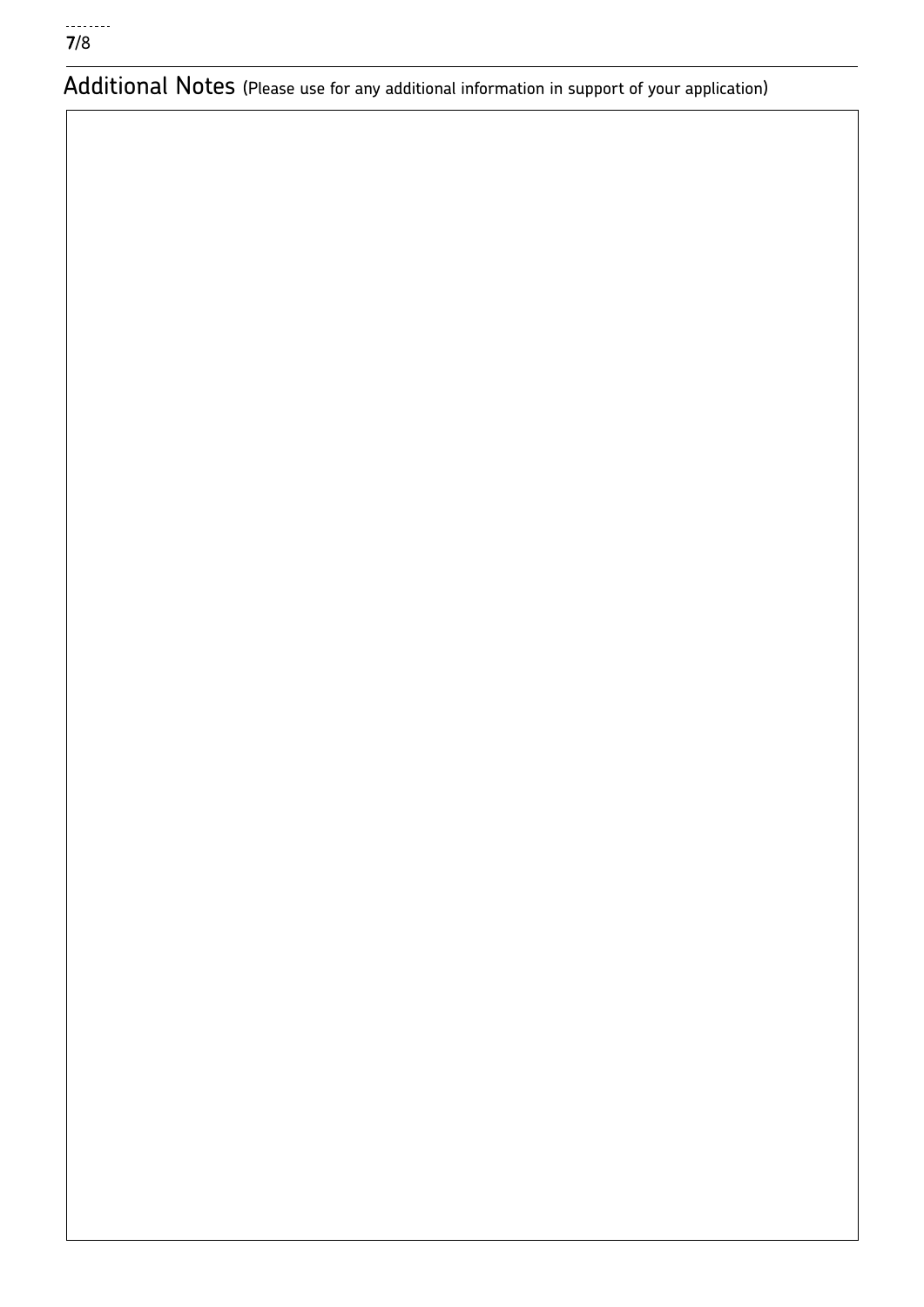## Additional Notes (Please use for any additional information in support of your application)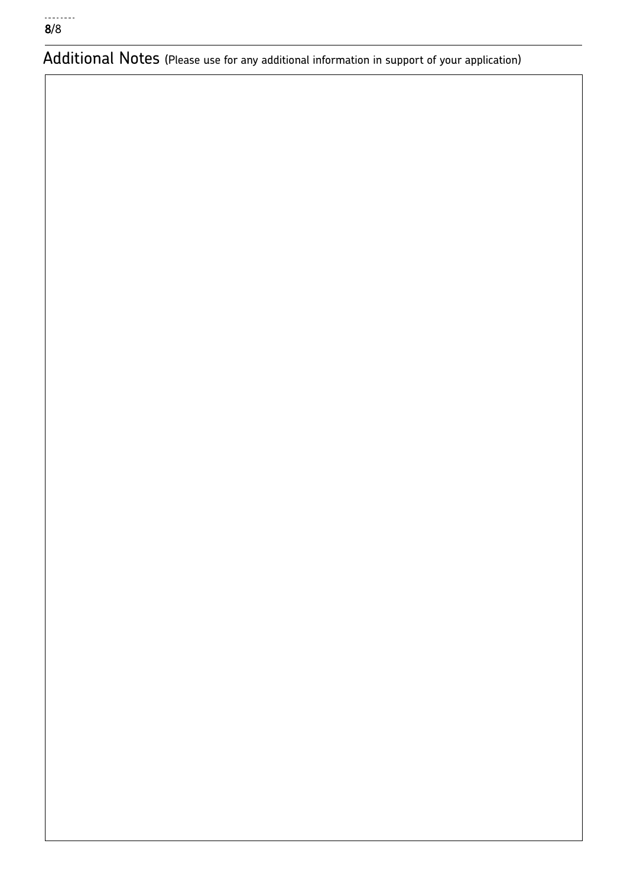## Additional Notes (Please use for any additional information in support of your application)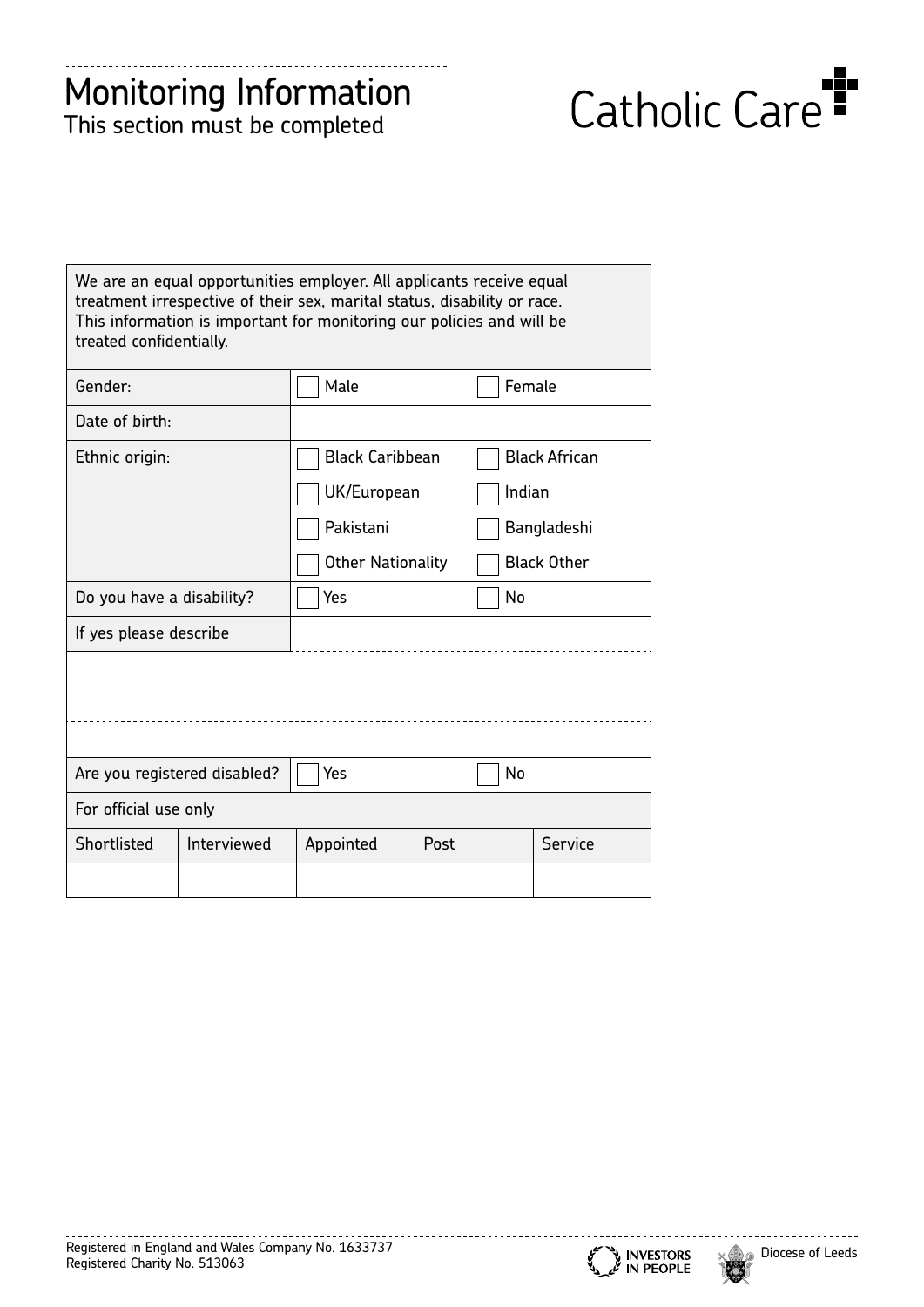# Monitoring Information

This section must be completed

Catholic Care

| | | | | |
|---|---|---|---|---|
| We are an equal opportunities employer. All applicants receive equal treatment irrespective of their sex, marital status, disability or race. This information is important for monitoring our policies and will be treated confidentially. | | | | |
| Gender: | | ☐ Male | | ☐ Female |
| Date of birth: | | | | |
| Ethnic origin: | | ☐ Black Caribbean | | ☐ Black African |
| | | ☐ UK/European | | ☐ Indian |
| | | ☐ Pakistani | | ☐ Bangladeshi |
| | | ☐ Other Nationality | | ☐ Black Other |
| Do you have a disability? | | ☐ Yes | | ☐ No |
| If yes please describe | | | | |
| | | | | |
| | | | | |
| | | | | |
| Are you registered disabled? | | ☐ Yes | | ☐ No |
| For official use only | | | | |
| Shortlisted | Interviewed | Appointed | Post | Service |
| | | | | |

Registered in England and Wales Company No. 1633737
Registered Charity No. 513063

INVESTORS IN PEOPLE

Diocese of Leeds